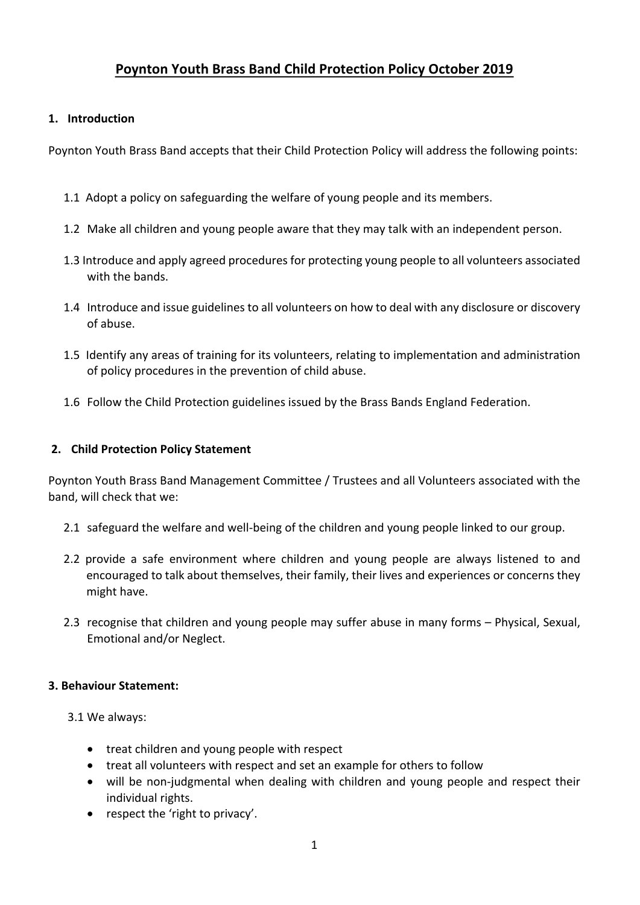# Poynton Youth Brass Band Child Protection Policy October 2019

## 1. Introduction

Poynton Youth Brass Band accepts that their Child Protection Policy will address the following points:

1.1 Adopt a policy on safeguarding the welfare of young people and its members.

1.2 Make all children and young people aware that they may talk with an independent person.

1.3 Introduce and apply agreed procedures for protecting young people to all volunteers associated with the bands.

1.4 Introduce and issue guidelines to all volunteers on how to deal with any disclosure or discovery of abuse.

1.5 Identify any areas of training for its volunteers, relating to implementation and administration of policy procedures in the prevention of child abuse.

1.6 Follow the Child Protection guidelines issued by the Brass Bands England Federation.

## 2. Child Protection Policy Statement

Poynton Youth Brass Band Management Committee / Trustees and all Volunteers associated with the band, will check that we:

2.1 safeguard the welfare and well-being of the children and young people linked to our group.

2.2 provide a safe environment where children and young people are always listened to and encouraged to talk about themselves, their family, their lives and experiences or concerns they might have.

2.3 recognise that children and young people may suffer abuse in many forms – Physical, Sexual, Emotional and/or Neglect.

## 3. Behaviour Statement:

3.1 We always:

- treat children and young people with respect
- treat all volunteers with respect and set an example for others to follow
- will be non-judgmental when dealing with children and young people and respect their individual rights.
- respect the 'right to privacy'.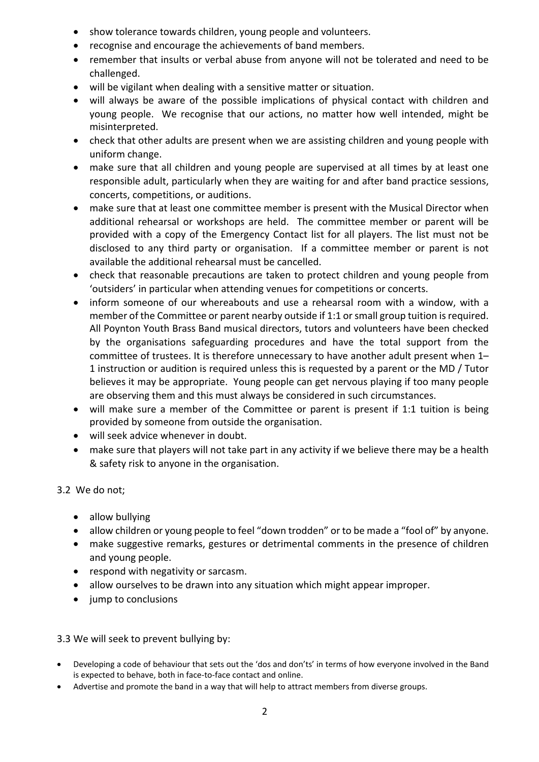- show tolerance towards children, young people and volunteers.
- recognise and encourage the achievements of band members.
- remember that insults or verbal abuse from anyone will not be tolerated and need to be challenged.
- will be vigilant when dealing with a sensitive matter or situation.
- will always be aware of the possible implications of physical contact with children and young people. We recognise that our actions, no matter how well intended, might be misinterpreted.
- check that other adults are present when we are assisting children and young people with uniform change.
- make sure that all children and young people are supervised at all times by at least one responsible adult, particularly when they are waiting for and after band practice sessions, concerts, competitions, or auditions.
- make sure that at least one committee member is present with the Musical Director when additional rehearsal or workshops are held. The committee member or parent will be provided with a copy of the Emergency Contact list for all players. The list must not be disclosed to any third party or organisation. If a committee member or parent is not available the additional rehearsal must be cancelled.
- check that reasonable precautions are taken to protect children and young people from 'outsiders' in particular when attending venues for competitions or concerts.
- inform someone of our whereabouts and use a rehearsal room with a window, with a member of the Committee or parent nearby outside if 1:1 or small group tuition is required. All Poynton Youth Brass Band musical directors, tutors and volunteers have been checked by the organisations safeguarding procedures and have the total support from the committee of trustees. It is therefore unnecessary to have another adult present when 1–1 instruction or audition is required unless this is requested by a parent or the MD / Tutor believes it may be appropriate. Young people can get nervous playing if too many people are observing them and this must always be considered in such circumstances.
- will make sure a member of the Committee or parent is present if 1:1 tuition is being provided by someone from outside the organisation.
- will seek advice whenever in doubt.
- make sure that players will not take part in any activity if we believe there may be a health & safety risk to anyone in the organisation.

3.2 We do not;

- allow bullying
- allow children or young people to feel "down trodden" or to be made a "fool of" by anyone.
- make suggestive remarks, gestures or detrimental comments in the presence of children and young people.
- respond with negativity or sarcasm.
- allow ourselves to be drawn into any situation which might appear improper.
- jump to conclusions

3.3 We will seek to prevent bullying by:

- Developing a code of behaviour that sets out the 'dos and don'ts' in terms of how everyone involved in the Band is expected to behave, both in face-to-face contact and online.
- Advertise and promote the band in a way that will help to attract members from diverse groups.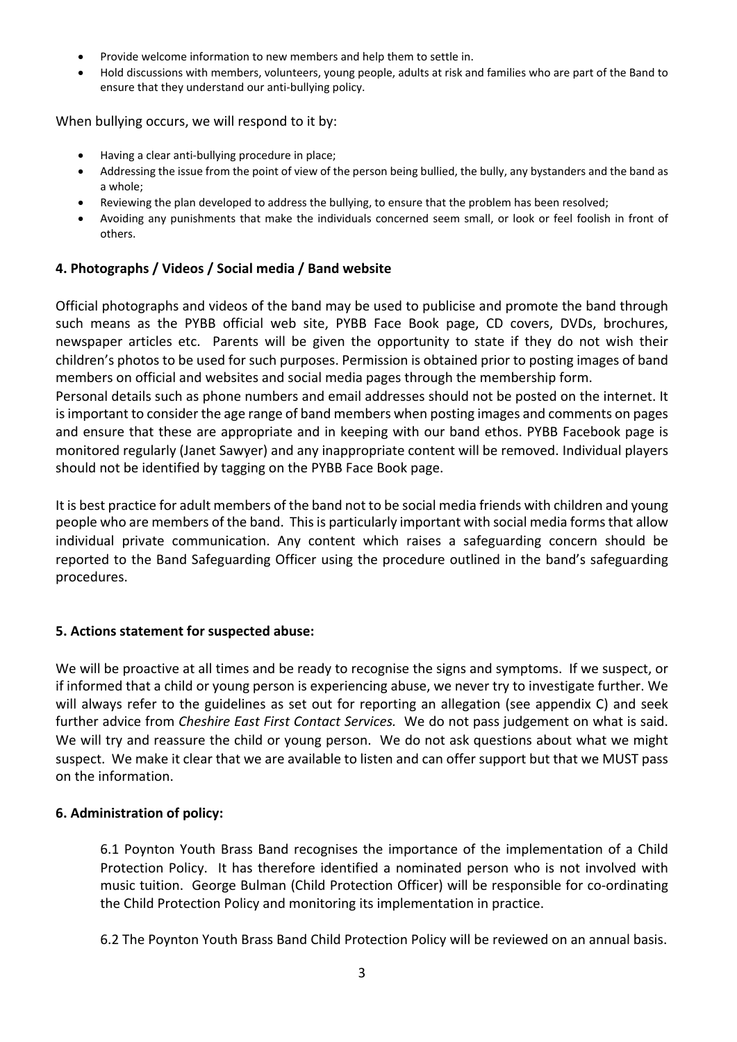- Provide welcome information to new members and help them to settle in.
- Hold discussions with members, volunteers, young people, adults at risk and families who are part of the Band to ensure that they understand our anti-bullying policy.

When bullying occurs, we will respond to it by:

- Having a clear anti-bullying procedure in place;
- Addressing the issue from the point of view of the person being bullied, the bully, any bystanders and the band as a whole;
- Reviewing the plan developed to address the bullying, to ensure that the problem has been resolved;
- Avoiding any punishments that make the individuals concerned seem small, or look or feel foolish in front of others.

### 4. Photographs / Videos / Social media / Band website

Official photographs and videos of the band may be used to publicise and promote the band through such means as the PYBB official web site, PYBB Face Book page, CD covers, DVDs, brochures, newspaper articles etc. Parents will be given the opportunity to state if they do not wish their children's photos to be used for such purposes. Permission is obtained prior to posting images of band members on official and websites and social media pages through the membership form.

Personal details such as phone numbers and email addresses should not be posted on the internet. It is important to consider the age range of band members when posting images and comments on pages and ensure that these are appropriate and in keeping with our band ethos. PYBB Facebook page is monitored regularly (Janet Sawyer) and any inappropriate content will be removed. Individual players should not be identified by tagging on the PYBB Face Book page.

It is best practice for adult members of the band not to be social media friends with children and young people who are members of the band. This is particularly important with social media forms that allow individual private communication. Any content which raises a safeguarding concern should be reported to the Band Safeguarding Officer using the procedure outlined in the band's safeguarding procedures.

### 5. Actions statement for suspected abuse:

We will be proactive at all times and be ready to recognise the signs and symptoms. If we suspect, or if informed that a child or young person is experiencing abuse, we never try to investigate further. We will always refer to the guidelines as set out for reporting an allegation (see appendix C) and seek further advice from *Cheshire East First Contact Services.* We do not pass judgement on what is said. We will try and reassure the child or young person. We do not ask questions about what we might suspect. We make it clear that we are available to listen and can offer support but that we MUST pass on the information.

### 6. Administration of policy:

6.1 Poynton Youth Brass Band recognises the importance of the implementation of a Child Protection Policy. It has therefore identified a nominated person who is not involved with music tuition. George Bulman (Child Protection Officer) will be responsible for co-ordinating the Child Protection Policy and monitoring its implementation in practice.

6.2 The Poynton Youth Brass Band Child Protection Policy will be reviewed on an annual basis.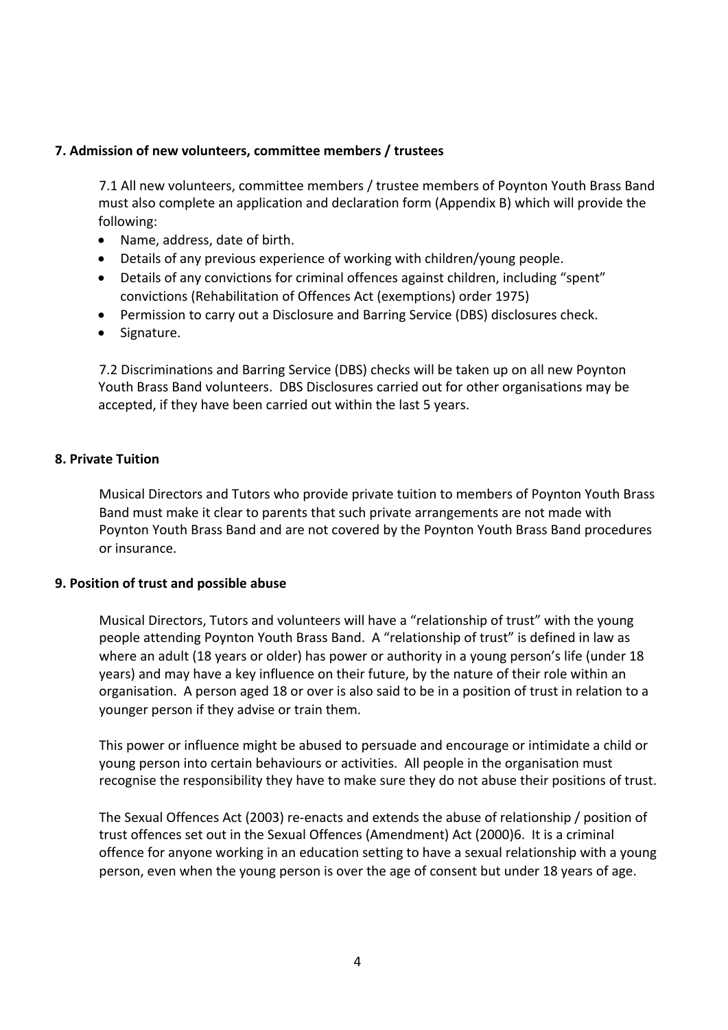**7. Admission of new volunteers, committee members / trustees**

7.1 All new volunteers, committee members / trustee members of Poynton Youth Brass Band must also complete an application and declaration form (Appendix B) which will provide the following:

- Name, address, date of birth.
- Details of any previous experience of working with children/young people.
- Details of any convictions for criminal offences against children, including "spent" convictions (Rehabilitation of Offences Act (exemptions) order 1975)
- Permission to carry out a Disclosure and Barring Service (DBS) disclosures check.
- Signature.

7.2 Discriminations and Barring Service (DBS) checks will be taken up on all new Poynton Youth Brass Band volunteers. DBS Disclosures carried out for other organisations may be accepted, if they have been carried out within the last 5 years.

**8. Private Tuition**

Musical Directors and Tutors who provide private tuition to members of Poynton Youth Brass Band must make it clear to parents that such private arrangements are not made with Poynton Youth Brass Band and are not covered by the Poynton Youth Brass Band procedures or insurance.

**9. Position of trust and possible abuse**

Musical Directors, Tutors and volunteers will have a "relationship of trust" with the young people attending Poynton Youth Brass Band. A "relationship of trust" is defined in law as where an adult (18 years or older) has power or authority in a young person's life (under 18 years) and may have a key influence on their future, by the nature of their role within an organisation. A person aged 18 or over is also said to be in a position of trust in relation to a younger person if they advise or train them.

This power or influence might be abused to persuade and encourage or intimidate a child or young person into certain behaviours or activities. All people in the organisation must recognise the responsibility they have to make sure they do not abuse their positions of trust.

The Sexual Offences Act (2003) re-enacts and extends the abuse of relationship / position of trust offences set out in the Sexual Offences (Amendment) Act (2000)6. It is a criminal offence for anyone working in an education setting to have a sexual relationship with a young person, even when the young person is over the age of consent but under 18 years of age.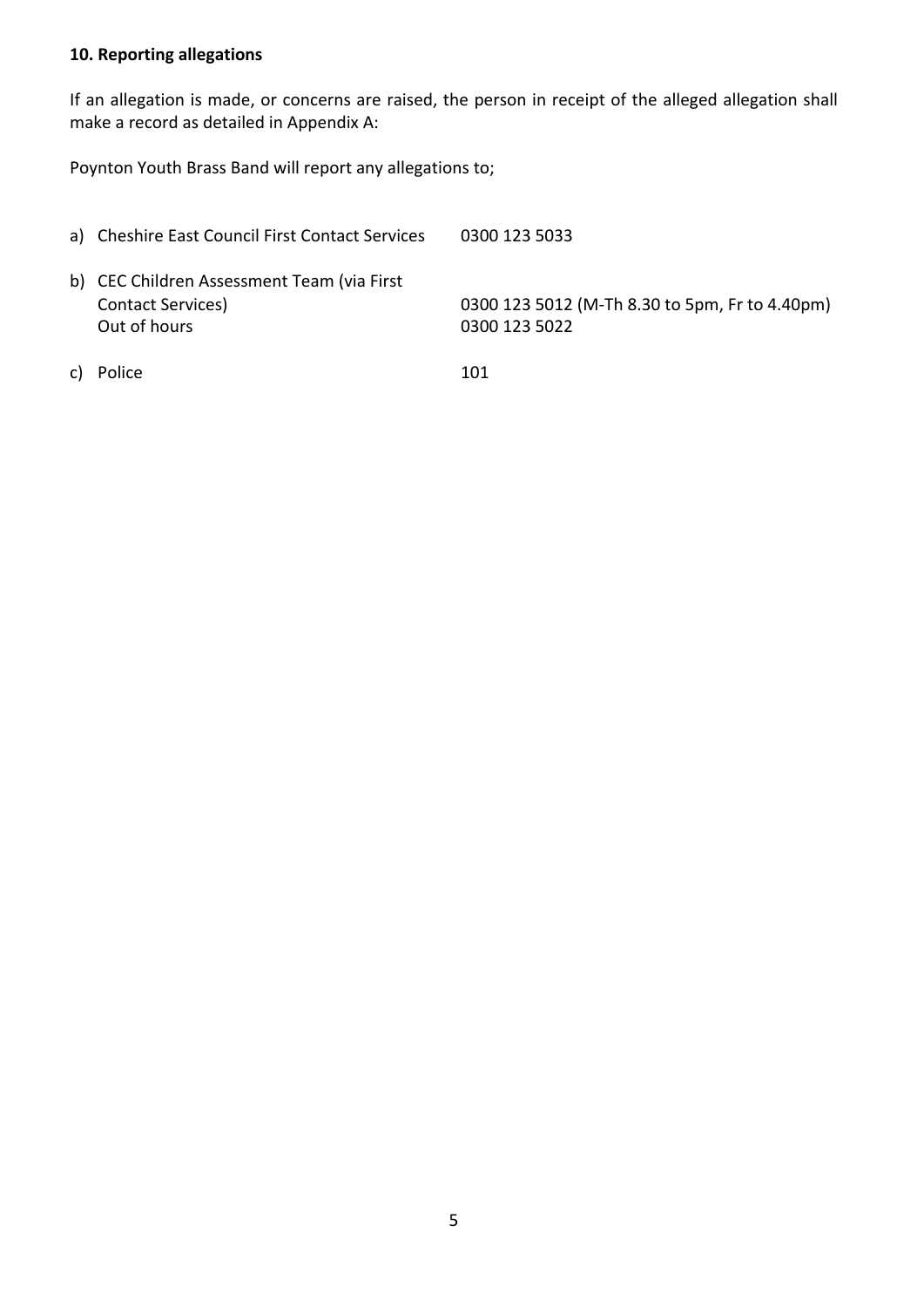## 10. Reporting allegations

If an allegation is made, or concerns are raised, the person in receipt of the alleged allegation shall make a record as detailed in Appendix A:

Poynton Youth Brass Band will report any allegations to;

a) Cheshire East Council First Contact Services    0300 123 5033

b) CEC Children Assessment Team (via First Contact Services)    0300 123 5012 (M-Th 8.30 to 5pm, Fr to 4.40pm)
   Out of hours    0300 123 5022

c) Police    101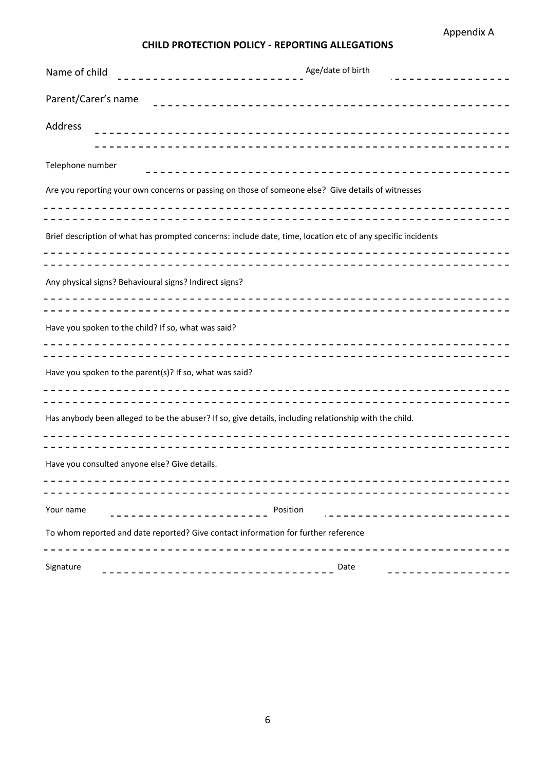Appendix A

## CHILD PROTECTION POLICY - REPORTING ALLEGATIONS

Name of child _______________________ Age/date of birth _______________

Parent/Carer's name _______________________________________________

Address _______________________________________________________

_______________________________________________________________

Telephone number _______________________________________________

Are you reporting your own concerns or passing on those of someone else? Give details of witnesses

_______________________________________________________________

_______________________________________________________________

Brief description of what has prompted concerns: include date, time, location etc of any specific incidents

_______________________________________________________________

_______________________________________________________________

Any physical signs? Behavioural signs? Indirect signs?

_______________________________________________________________

_______________________________________________________________

Have you spoken to the child? If so, what was said?

_______________________________________________________________

_______________________________________________________________

Have you spoken to the parent(s)? If so, what was said?

_______________________________________________________________

_______________________________________________________________

Has anybody been alleged to be the abuser? If so, give details, including relationship with the child.

_______________________________________________________________

_______________________________________________________________

Have you consulted anyone else? Give details.

_______________________________________________________________

_______________________________________________________________

Your name _______________________ Position _______________________

To whom reported and date reported? Give contact information for further reference

_______________________________________________________________

Signature ______________________________ Date _______________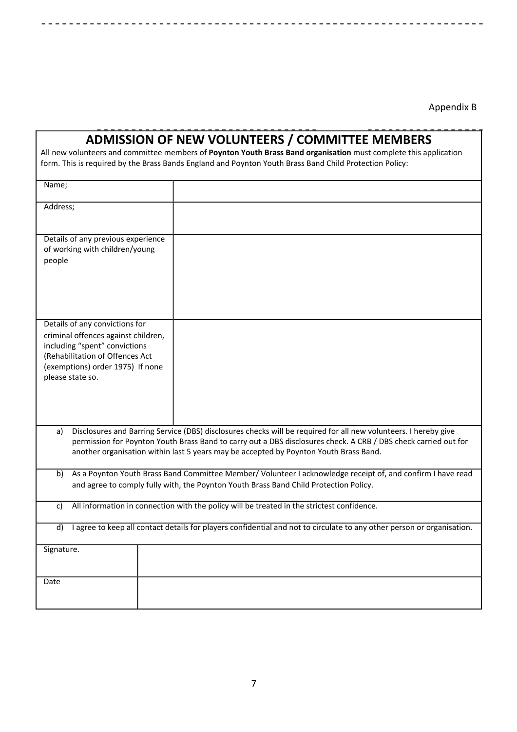Appendix B

# ADMISSION OF NEW VOLUNTEERS / COMMITTEE MEMBERS

All new volunteers and committee members of **Poynton Youth Brass Band organisation** must complete this application form. This is required by the Brass Bands England and Poynton Youth Brass Band Child Protection Policy:

| | |
|---|---|
| Name; | |
| Address; | |
| Details of any previous experience of working with children/young people | |
| Details of any convictions for criminal offences against children, including "spent" convictions (Rehabilitation of Offences Act (exemptions) order 1975) If none please state so. | |

a) Disclosures and Barring Service (DBS) disclosures checks will be required for all new volunteers. I hereby give permission for Poynton Youth Brass Band to carry out a DBS disclosures check. A CRB / DBS check carried out for another organisation within last 5 years may be accepted by Poynton Youth Brass Band.

b) As a Poynton Youth Brass Band Committee Member/ Volunteer I acknowledge receipt of, and confirm I have read and agree to comply fully with, the Poynton Youth Brass Band Child Protection Policy.

c) All information in connection with the policy will be treated in the strictest confidence.

d) I agree to keep all contact details for players confidential and not to circulate to any other person or organisation.

| | |
|---|---|
| Signature. | |
| Date | |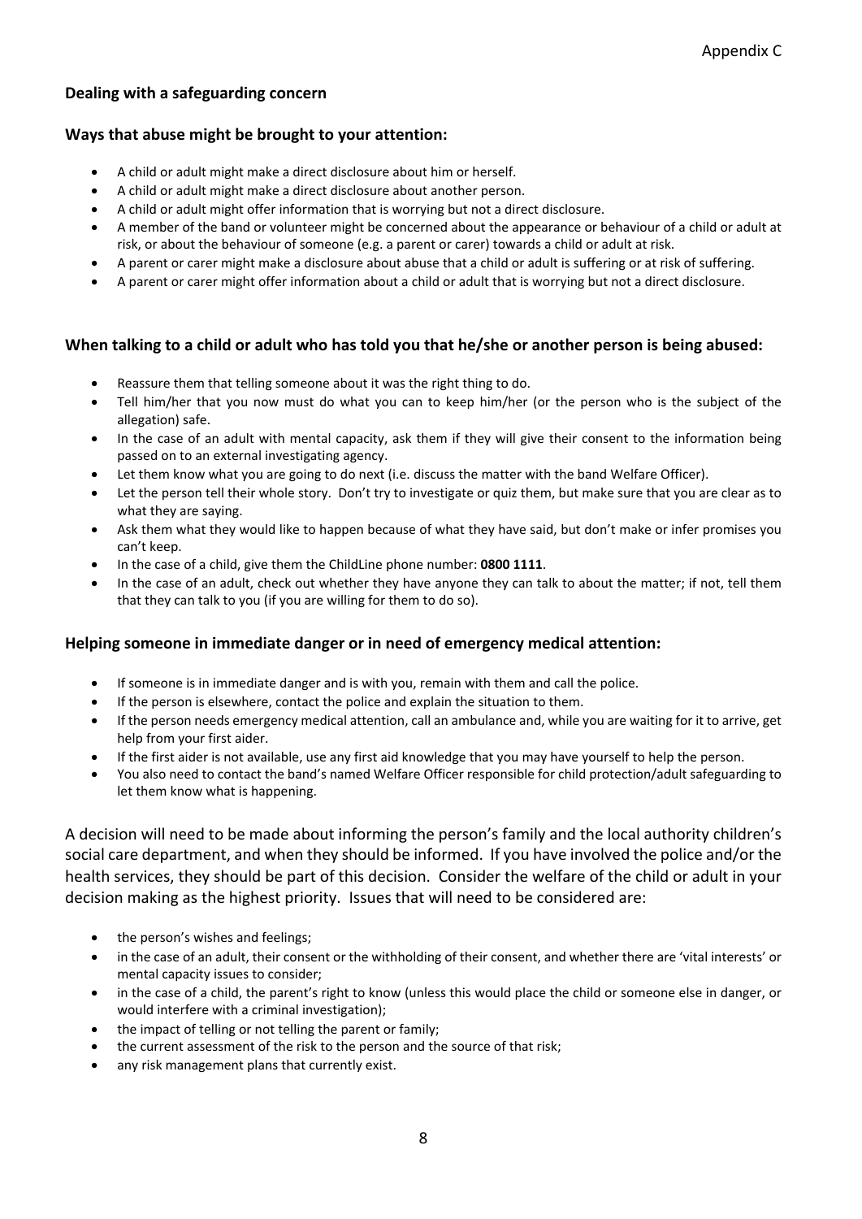Appendix C

**Dealing with a safeguarding concern**

**Ways that abuse might be brought to your attention:**

- A child or adult might make a direct disclosure about him or herself.
- A child or adult might make a direct disclosure about another person.
- A child or adult might offer information that is worrying but not a direct disclosure.
- A member of the band or volunteer might be concerned about the appearance or behaviour of a child or adult at risk, or about the behaviour of someone (e.g. a parent or carer) towards a child or adult at risk.
- A parent or carer might make a disclosure about abuse that a child or adult is suffering or at risk of suffering.
- A parent or carer might offer information about a child or adult that is worrying but not a direct disclosure.

**When talking to a child or adult who has told you that he/she or another person is being abused:**

- Reassure them that telling someone about it was the right thing to do.
- Tell him/her that you now must do what you can to keep him/her (or the person who is the subject of the allegation) safe.
- In the case of an adult with mental capacity, ask them if they will give their consent to the information being passed on to an external investigating agency.
- Let them know what you are going to do next (i.e. discuss the matter with the band Welfare Officer).
- Let the person tell their whole story. Don't try to investigate or quiz them, but make sure that you are clear as to what they are saying.
- Ask them what they would like to happen because of what they have said, but don't make or infer promises you can't keep.
- In the case of a child, give them the ChildLine phone number: **0800 1111**.
- In the case of an adult, check out whether they have anyone they can talk to about the matter; if not, tell them that they can talk to you (if you are willing for them to do so).

**Helping someone in immediate danger or in need of emergency medical attention:**

- If someone is in immediate danger and is with you, remain with them and call the police.
- If the person is elsewhere, contact the police and explain the situation to them.
- If the person needs emergency medical attention, call an ambulance and, while you are waiting for it to arrive, get help from your first aider.
- If the first aider is not available, use any first aid knowledge that you may have yourself to help the person.
- You also need to contact the band's named Welfare Officer responsible for child protection/adult safeguarding to let them know what is happening.

A decision will need to be made about informing the person's family and the local authority children's social care department, and when they should be informed. If you have involved the police and/or the health services, they should be part of this decision. Consider the welfare of the child or adult in your decision making as the highest priority. Issues that will need to be considered are:

- the person's wishes and feelings;
- in the case of an adult, their consent or the withholding of their consent, and whether there are 'vital interests' or mental capacity issues to consider;
- in the case of a child, the parent's right to know (unless this would place the child or someone else in danger, or would interfere with a criminal investigation);
- the impact of telling or not telling the parent or family;
- the current assessment of the risk to the person and the source of that risk;
- any risk management plans that currently exist.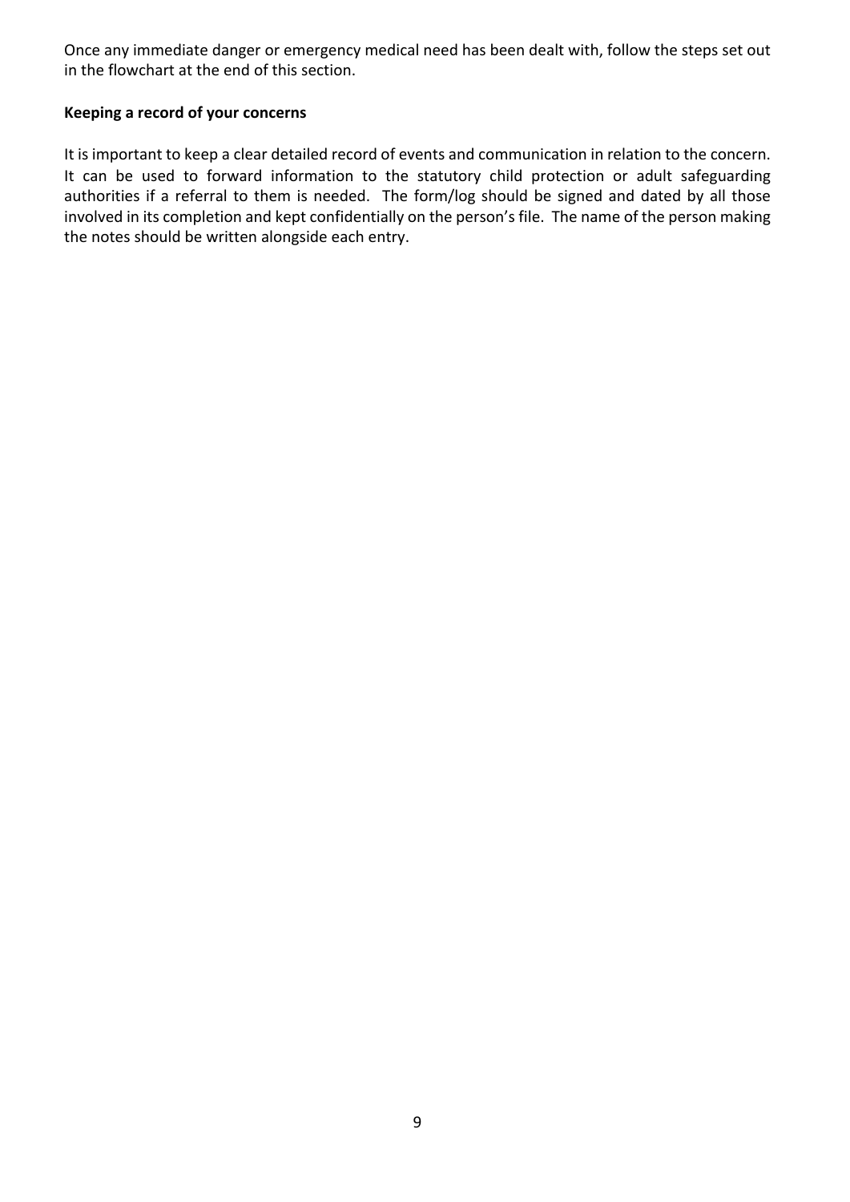Once any immediate danger or emergency medical need has been dealt with, follow the steps set out in the flowchart at the end of this section.

**Keeping a record of your concerns**

It is important to keep a clear detailed record of events and communication in relation to the concern. It can be used to forward information to the statutory child protection or adult safeguarding authorities if a referral to them is needed. The form/log should be signed and dated by all those involved in its completion and kept confidentially on the person's file. The name of the person making the notes should be written alongside each entry.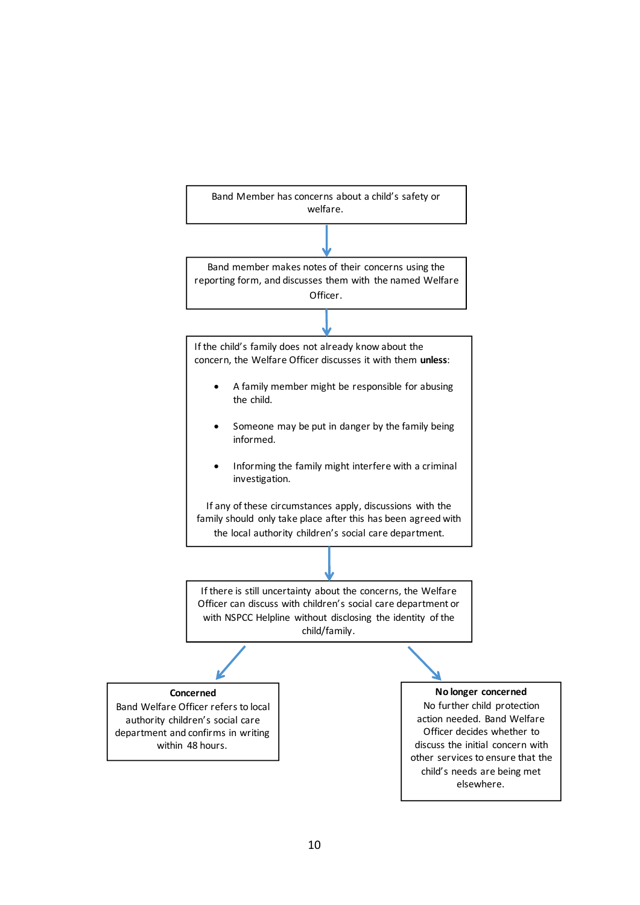Band Member has concerns about a child's safety or welfare.

↓

Band member makes notes of their concerns using the reporting form, and discusses them with the named Welfare Officer.

↓

If the child's family does not already know about the concern, the Welfare Officer discusses it with them **unless**:

- A family member might be responsible for abusing the child.
- Someone may be put in danger by the family being informed.
- Informing the family might interfere with a criminal investigation.

If any of these circumstances apply, discussions with the family should only take place after this has been agreed with the local authority children's social care department.

↓

If there is still uncertainty about the concerns, the Welfare Officer can discuss with children's social care department or with NSPCC Helpline without disclosing the identity of the child/family.

↙ ↘

**Concerned**
Band Welfare Officer refers to local authority children's social care department and confirms in writing within 48 hours.

**No longer concerned**
No further child protection action needed. Band Welfare Officer decides whether to discuss the initial concern with other services to ensure that the child's needs are being met elsewhere.